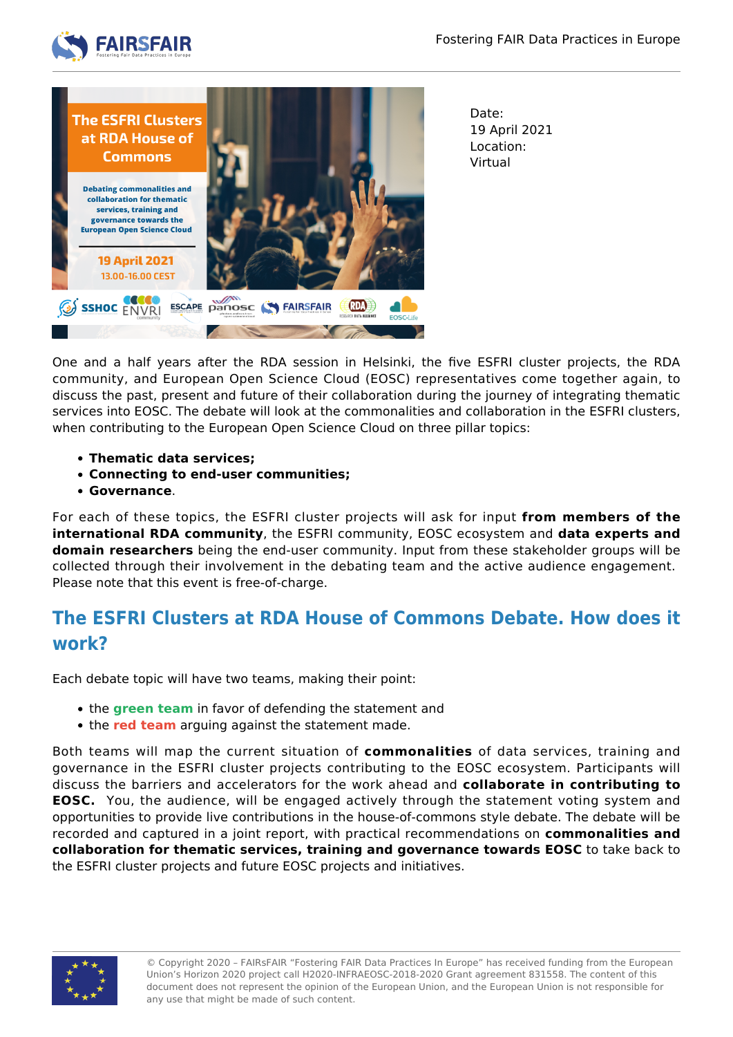Date:
19 April 2021
Location:
Virtual

One and a half years after the RDA session in Helsinki, the five ESFRI cluster projects, the RDA community, and European Open Science Cloud (EOSC) representatives come together again, to discuss the past, present and future of their collaboration during the journey of integrating thematic services into EOSC. The debate will look at the commonalities and collaboration in the ESFRI clusters, when contributing to the European Open Science Cloud on three pillar topics:

- **Thematic data services;**
- **Connecting to end-user communities;**
- **Governance**.

For each of these topics, the ESFRI cluster projects will ask for input **from members of the international RDA community**, the ESFRI community, EOSC ecosystem and **data experts and domain researchers** being the end-user community. Input from these stakeholder groups will be collected through their involvement in the debating team and the active audience engagement. Please note that this event is free-of-charge.

## The ESFRI Clusters at RDA House of Commons Debate. How does it work?

Each debate topic will have two teams, making their point:

- the **green team** in favor of defending the statement and
- the **red team** arguing against the statement made.

Both teams will map the current situation of **commonalities** of data services, training and governance in the ESFRI cluster projects contributing to the EOSC ecosystem. Participants will discuss the barriers and accelerators for the work ahead and **collaborate in contributing to EOSC.** You, the audience, will be engaged actively through the statement voting system and opportunities to provide live contributions in the house-of-commons style debate. The debate will be recorded and captured in a joint report, with practical recommendations on **commonalities and collaboration for thematic services, training and governance towards EOSC** to take back to the ESFRI cluster projects and future EOSC projects and initiatives.

© Copyright 2020 – FAIRsFAIR "Fostering FAIR Data Practices In Europe" has received funding from the European Union's Horizon 2020 project call H2020-INFRAEOSC-2018-2020 Grant agreement 831558. The content of this document does not represent the opinion of the European Union, and the European Union is not responsible for any use that might be made of such content.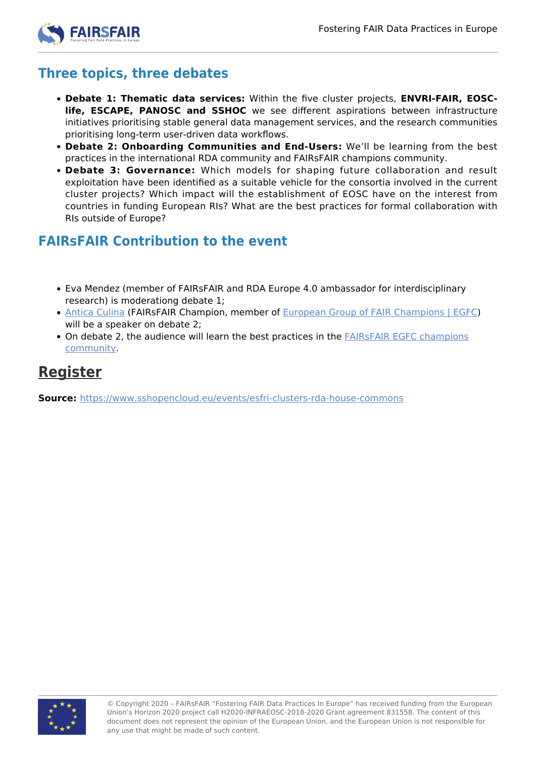## Three topics, three debates

- **Debate 1: Thematic data services:** Within the five cluster projects, **ENVRI-FAIR, EOSC-life, ESCAPE, PANOSC and SSHOC** we see different aspirations between infrastructure initiatives prioritising stable general data management services, and the research communities prioritising long-term user-driven data workflows.
- **Debate 2: Onboarding Communities and End-Users:** We'll be learning from the best practices in the international RDA community and FAIRsFAIR champions community.
- **Debate 3: Governance:** Which models for shaping future collaboration and result exploitation have been identified as a suitable vehicle for the consortia involved in the current cluster projects? Which impact will the establishment of EOSC have on the interest from countries in funding European RIs? What are the best practices for formal collaboration with RIs outside of Europe?

## FAIRsFAIR Contribution to the event

- Eva Mendez (member of FAIRsFAIR and RDA Europe 4.0 ambassador for interdisciplinary research) is moderationg debate 1;
- Antica Culina (FAIRsFAIR Champion, member of European Group of FAIR Champions | EGFC) will be a speaker on debate 2;
- On debate 2, the audience will learn the best practices in the FAIRsFAIR EGFC champions community.

# Register

**Source:** https://www.sshopencloud.eu/events/esfri-clusters-rda-house-commons

© Copyright 2020 – FAIRsFAIR "Fostering FAIR Data Practices In Europe" has received funding from the European Union's Horizon 2020 project call H2020-INFRAEOSC-2018-2020 Grant agreement 831558. The content of this document does not represent the opinion of the European Union, and the European Union is not responsible for any use that might be made of such content.